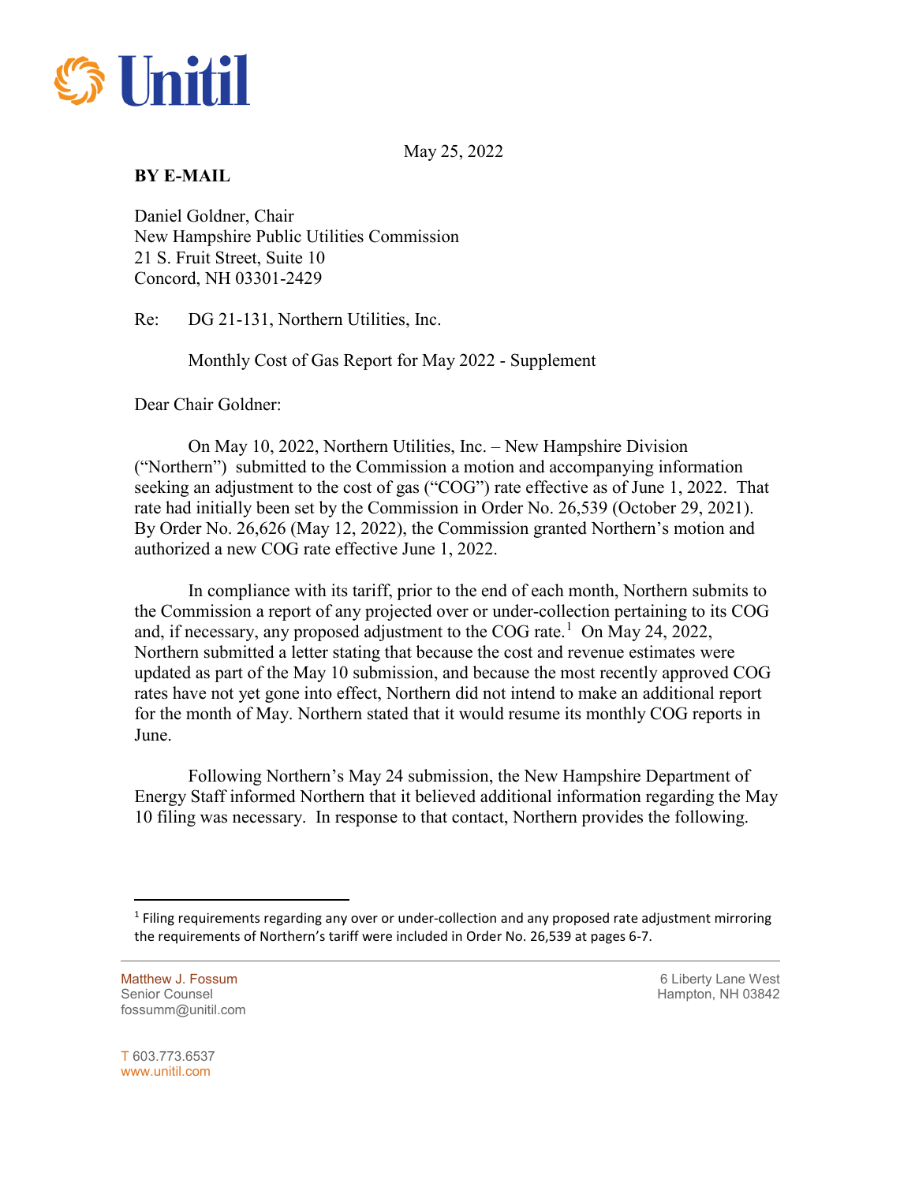May 25, 2022

**BY E-MAIL**

Daniel Goldner, Chair
New Hampshire Public Utilities Commission
21 S. Fruit Street, Suite 10
Concord, NH 03301-2429

Re: DG 21-131, Northern Utilities, Inc.

Monthly Cost of Gas Report for May 2022 - Supplement

Dear Chair Goldner:

On May 10, 2022, Northern Utilities, Inc. – New Hampshire Division ("Northern") submitted to the Commission a motion and accompanying information seeking an adjustment to the cost of gas ("COG") rate effective as of June 1, 2022. That rate had initially been set by the Commission in Order No. 26,539 (October 29, 2021). By Order No. 26,626 (May 12, 2022), the Commission granted Northern's motion and authorized a new COG rate effective June 1, 2022.

In compliance with its tariff, prior to the end of each month, Northern submits to the Commission a report of any projected over or under-collection pertaining to its COG and, if necessary, any proposed adjustment to the COG rate.[1] On May 24, 2022, Northern submitted a letter stating that because the cost and revenue estimates were updated as part of the May 10 submission, and because the most recently approved COG rates have not yet gone into effect, Northern did not intend to make an additional report for the month of May. Northern stated that it would resume its monthly COG reports in June.

Following Northern's May 24 submission, the New Hampshire Department of Energy Staff informed Northern that it believed additional information regarding the May 10 filing was necessary. In response to that contact, Northern provides the following.

[1] Filing requirements regarding any over or under-collection and any proposed rate adjustment mirroring the requirements of Northern's tariff were included in Order No. 26,539 at pages 6-7.

Matthew J. Fossum
Senior Counsel
fossumm@unitil.com

6 Liberty Lane West
Hampton, NH 03842

T 603.773.6537
www.unitil.com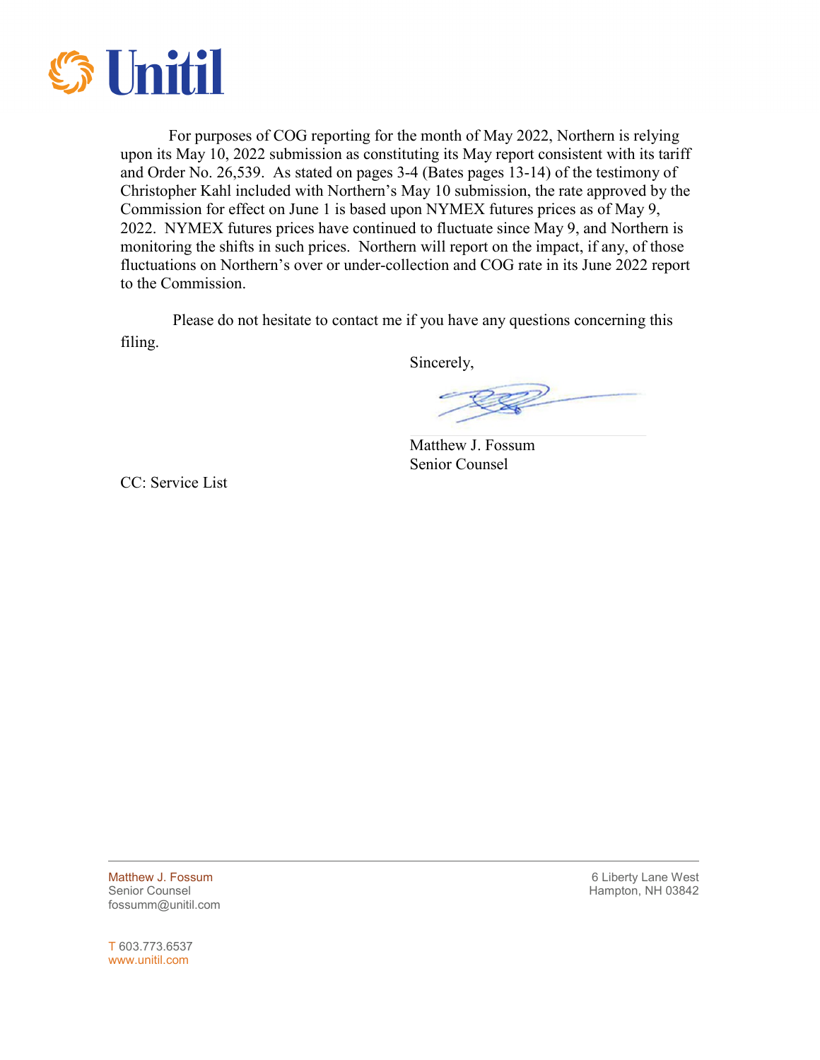For purposes of COG reporting for the month of May 2022, Northern is relying upon its May 10, 2022 submission as constituting its May report consistent with its tariff and Order No. 26,539. As stated on pages 3-4 (Bates pages 13-14) of the testimony of Christopher Kahl included with Northern's May 10 submission, the rate approved by the Commission for effect on June 1 is based upon NYMEX futures prices as of May 9, 2022. NYMEX futures prices have continued to fluctuate since May 9, and Northern is monitoring the shifts in such prices. Northern will report on the impact, if any, of those fluctuations on Northern's over or under-collection and COG rate in its June 2022 report to the Commission.

Please do not hesitate to contact me if you have any questions concerning this filing.

Sincerely,

Matthew J. Fossum
Senior Counsel

CC: Service List

Matthew J. Fossum
Senior Counsel
fossumm@unitil.com

T 603.773.6537
www.unitil.com

6 Liberty Lane West
Hampton, NH 03842